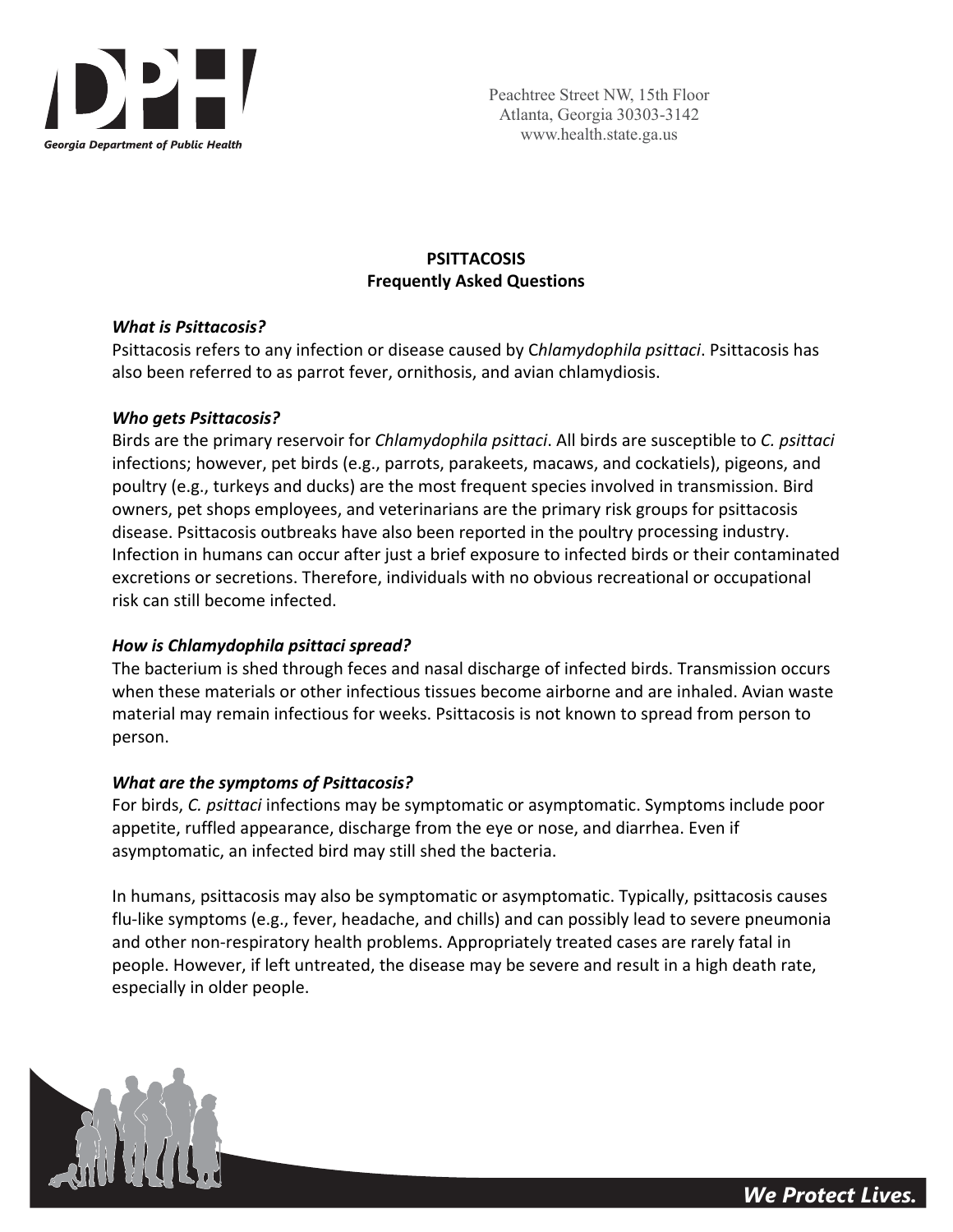Peachtree Street NW, 15th Floor
Atlanta, Georgia 30303-3142
www.health.state.ga.us

# PSITTACOSIS
## Frequently Asked Questions

### *What is Psittacosis?*

Psittacosis refers to any infection or disease caused by C*hlamydophila psittaci*. Psittacosis has also been referred to as parrot fever, ornithosis, and avian chlamydiosis.

### *Who gets Psittacosis?*

Birds are the primary reservoir for *Chlamydophila psittaci*. All birds are susceptible to *C. psittaci* infections; however, pet birds (e.g., parrots, parakeets, macaws, and cockatiels), pigeons, and poultry (e.g., turkeys and ducks) are the most frequent species involved in transmission. Bird owners, pet shops employees, and veterinarians are the primary risk groups for psittacosis disease. Psittacosis outbreaks have also been reported in the poultry processing industry. Infection in humans can occur after just a brief exposure to infected birds or their contaminated excretions or secretions. Therefore, individuals with no obvious recreational or occupational risk can still become infected.

### *How is Chlamydophila psittaci spread?*

The bacterium is shed through feces and nasal discharge of infected birds. Transmission occurs when these materials or other infectious tissues become airborne and are inhaled. Avian waste material may remain infectious for weeks. Psittacosis is not known to spread from person to person.

### *What are the symptoms of Psittacosis?*

For birds, *C. psittaci* infections may be symptomatic or asymptomatic. Symptoms include poor appetite, ruffled appearance, discharge from the eye or nose, and diarrhea. Even if asymptomatic, an infected bird may still shed the bacteria.

In humans, psittacosis may also be symptomatic or asymptomatic. Typically, psittacosis causes flu-like symptoms (e.g., fever, headache, and chills) and can possibly lead to severe pneumonia and other non-respiratory health problems. Appropriately treated cases are rarely fatal in people. However, if left untreated, the disease may be severe and result in a high death rate, especially in older people.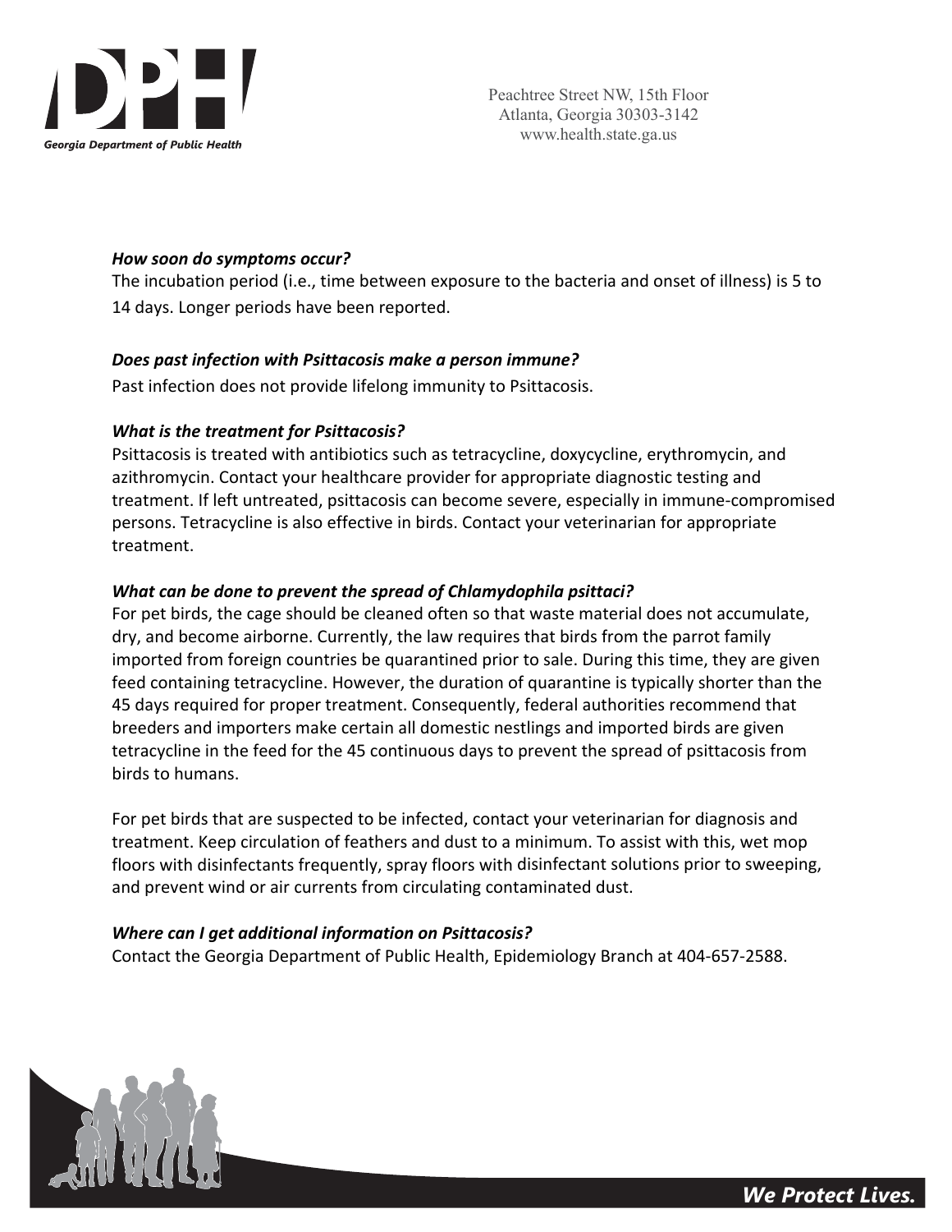***How soon do symptoms occur?***

The incubation period (i.e., time between exposure to the bacteria and onset of illness) is 5 to 14 days. Longer periods have been reported.

***Does past infection with Psittacosis make a person immune?***

Past infection does not provide lifelong immunity to Psittacosis.

***What is the treatment for Psittacosis?***

Psittacosis is treated with antibiotics such as tetracycline, doxycycline, erythromycin, and azithromycin. Contact your healthcare provider for appropriate diagnostic testing and treatment. If left untreated, psittacosis can become severe, especially in immune-compromised persons. Tetracycline is also effective in birds. Contact your veterinarian for appropriate treatment.

***What can be done to prevent the spread of Chlamydophila psittaci?***

For pet birds, the cage should be cleaned often so that waste material does not accumulate, dry, and become airborne. Currently, the law requires that birds from the parrot family imported from foreign countries be quarantined prior to sale. During this time, they are given feed containing tetracycline. However, the duration of quarantine is typically shorter than the 45 days required for proper treatment. Consequently, federal authorities recommend that breeders and importers make certain all domestic nestlings and imported birds are given tetracycline in the feed for the 45 continuous days to prevent the spread of psittacosis from birds to humans.

For pet birds that are suspected to be infected, contact your veterinarian for diagnosis and treatment. Keep circulation of feathers and dust to a minimum. To assist with this, wet mop floors with disinfectants frequently, spray floors with disinfectant solutions prior to sweeping, and prevent wind or air currents from circulating contaminated dust.

***Where can I get additional information on Psittacosis?***

Contact the Georgia Department of Public Health, Epidemiology Branch at 404-657-2588.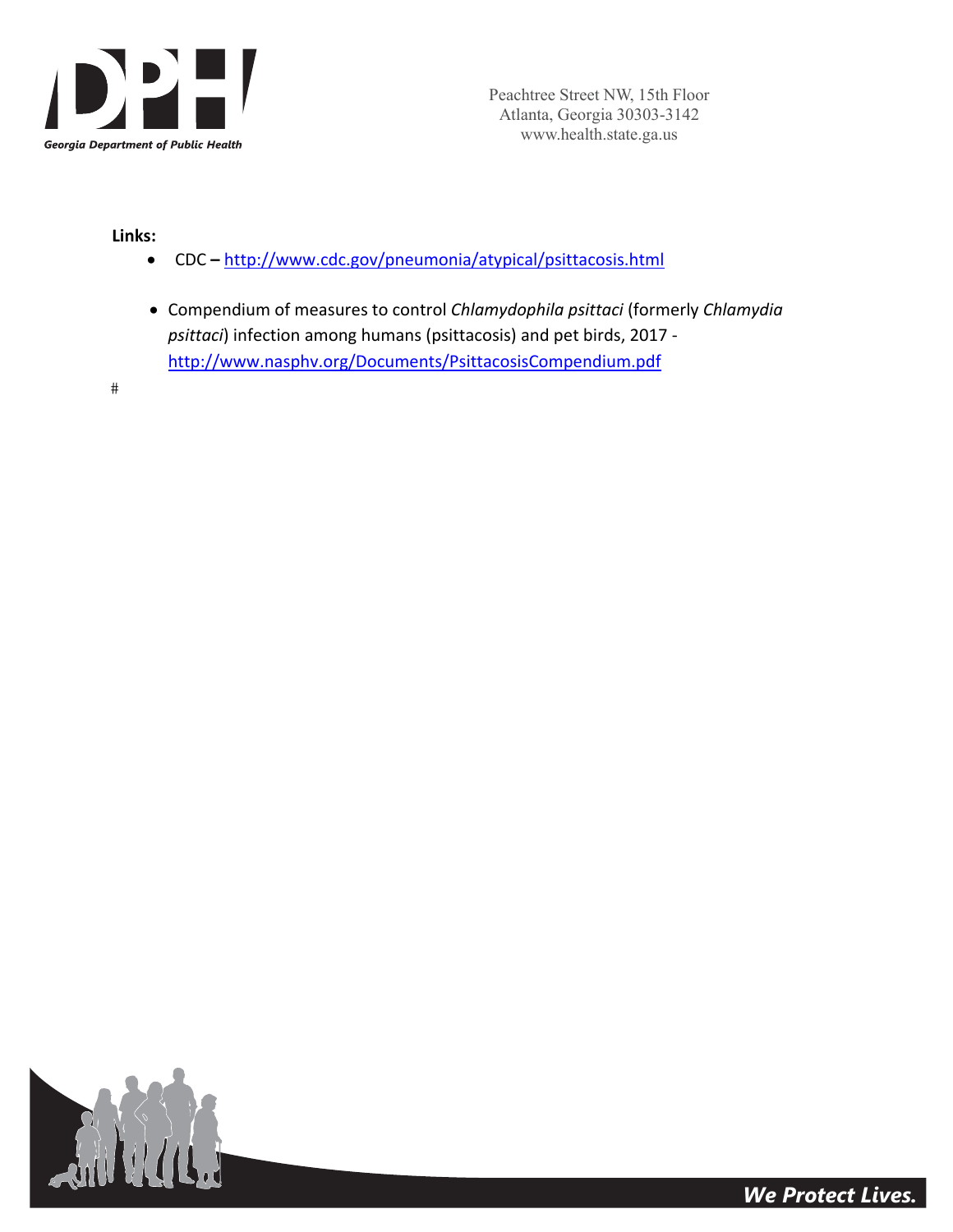**Links:**

- CDC – http://www.cdc.gov/pneumonia/atypical/psittacosis.html
- Compendium of measures to control *Chlamydophila psittaci* (formerly *Chlamydia psittaci*) infection among humans (psittacosis) and pet birds, 2017 - http://www.nasphv.org/Documents/PsittacosisCompendium.pdf

#